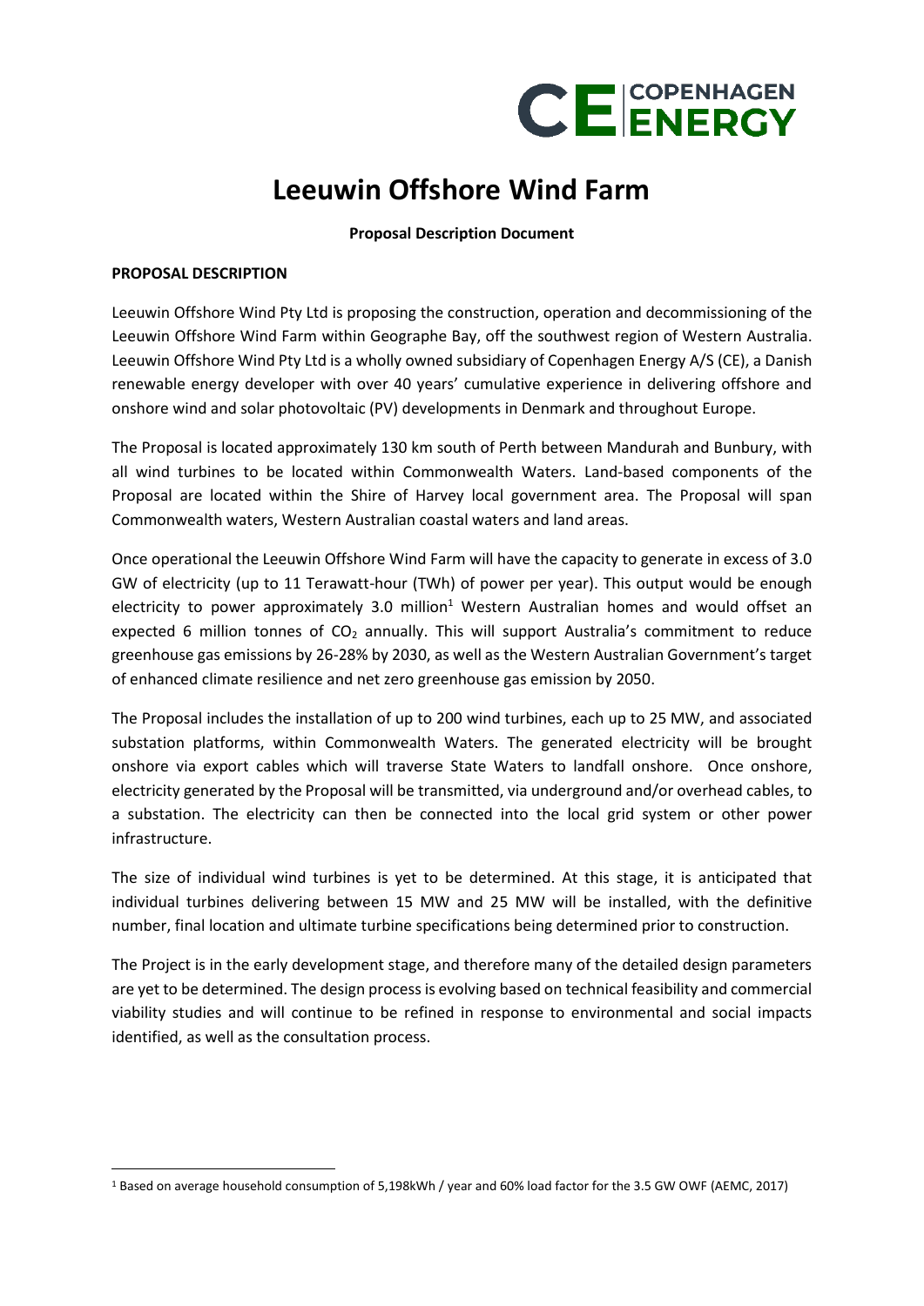# Leeuwin Offshore Wind Farm

**Proposal Description Document**

**PROPOSAL DESCRIPTION**

Leeuwin Offshore Wind Pty Ltd is proposing the construction, operation and decommissioning of the Leeuwin Offshore Wind Farm within Geographe Bay, off the southwest region of Western Australia. Leeuwin Offshore Wind Pty Ltd is a wholly owned subsidiary of Copenhagen Energy A/S (CE), a Danish renewable energy developer with over 40 years' cumulative experience in delivering offshore and onshore wind and solar photovoltaic (PV) developments in Denmark and throughout Europe.

The Proposal is located approximately 130 km south of Perth between Mandurah and Bunbury, with all wind turbines to be located within Commonwealth Waters. Land-based components of the Proposal are located within the Shire of Harvey local government area. The Proposal will span Commonwealth waters, Western Australian coastal waters and land areas.

Once operational the Leeuwin Offshore Wind Farm will have the capacity to generate in excess of 3.0 GW of electricity (up to 11 Terawatt-hour (TWh) of power per year). This output would be enough electricity to power approximately 3.0 million[1] Western Australian homes and would offset an expected 6 million tonnes of $CO_2$ annually. This will support Australia's commitment to reduce greenhouse gas emissions by 26-28% by 2030, as well as the Western Australian Government's target of enhanced climate resilience and net zero greenhouse gas emission by 2050.

The Proposal includes the installation of up to 200 wind turbines, each up to 25 MW, and associated substation platforms, within Commonwealth Waters. The generated electricity will be brought onshore via export cables which will traverse State Waters to landfall onshore. Once onshore, electricity generated by the Proposal will be transmitted, via underground and/or overhead cables, to a substation. The electricity can then be connected into the local grid system or other power infrastructure.

The size of individual wind turbines is yet to be determined. At this stage, it is anticipated that individual turbines delivering between 15 MW and 25 MW will be installed, with the definitive number, final location and ultimate turbine specifications being determined prior to construction.

The Project is in the early development stage, and therefore many of the detailed design parameters are yet to be determined. The design process is evolving based on technical feasibility and commercial viability studies and will continue to be refined in response to environmental and social impacts identified, as well as the consultation process.

---

[1] Based on average household consumption of 5,198kWh / year and 60% load factor for the 3.5 GW OWF (AEMC, 2017)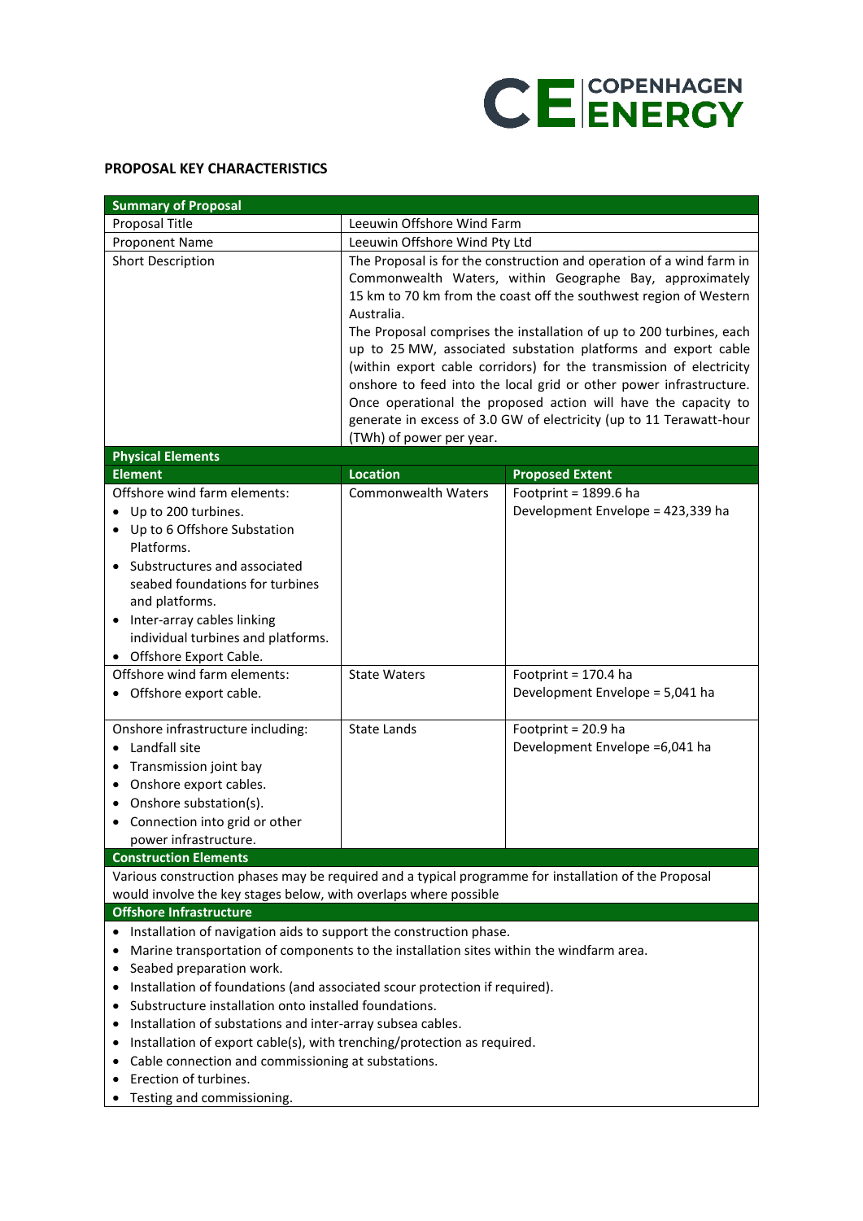## PROPOSAL KEY CHARACTERISTICS

| Summary of Proposal | | |
|---|---|---|
| Proposal Title | Leeuwin Offshore Wind Farm | |
| Proponent Name | Leeuwin Offshore Wind Pty Ltd | |
| Short Description | The Proposal is for the construction and operation of a wind farm in Commonwealth Waters, within Geographe Bay, approximately 15 km to 70 km from the coast off the southwest region of Western Australia.<br>The Proposal comprises the installation of up to 200 turbines, each up to 25 MW, associated substation platforms and export cable (within export cable corridors) for the transmission of electricity onshore to feed into the local grid or other power infrastructure. Once operational the proposed action will have the capacity to generate in excess of 3.0 GW of electricity (up to 11 Terawatt-hour (TWh) of power per year. | |
| **Physical Elements** | | |
| **Element** | **Location** | **Proposed Extent** |
| Offshore wind farm elements:<br>• Up to 200 turbines.<br>• Up to 6 Offshore Substation Platforms.<br>• Substructures and associated seabed foundations for turbines and platforms.<br>• Inter-array cables linking individual turbines and platforms.<br>• Offshore Export Cable. | Commonwealth Waters | Footprint = 1899.6 ha<br>Development Envelope = 423,339 ha |
| Offshore wind farm elements:<br>• Offshore export cable. | State Waters | Footprint = 170.4 ha<br>Development Envelope = 5,041 ha |
| Onshore infrastructure including:<br>• Landfall site<br>• Transmission joint bay<br>• Onshore export cables.<br>• Onshore substation(s).<br>• Connection into grid or other power infrastructure. | State Lands | Footprint = 20.9 ha<br>Development Envelope =6,041 ha |

**Construction Elements**

Various construction phases may be required and a typical programme for installation of the Proposal would involve the key stages below, with overlaps where possible

**Offshore Infrastructure**

- Installation of navigation aids to support the construction phase.
- Marine transportation of components to the installation sites within the windfarm area.
- Seabed preparation work.
- Installation of foundations (and associated scour protection if required).
- Substructure installation onto installed foundations.
- Installation of substations and inter-array subsea cables.
- Installation of export cable(s), with trenching/protection as required.
- Cable connection and commissioning at substations.
- Erection of turbines.
- Testing and commissioning.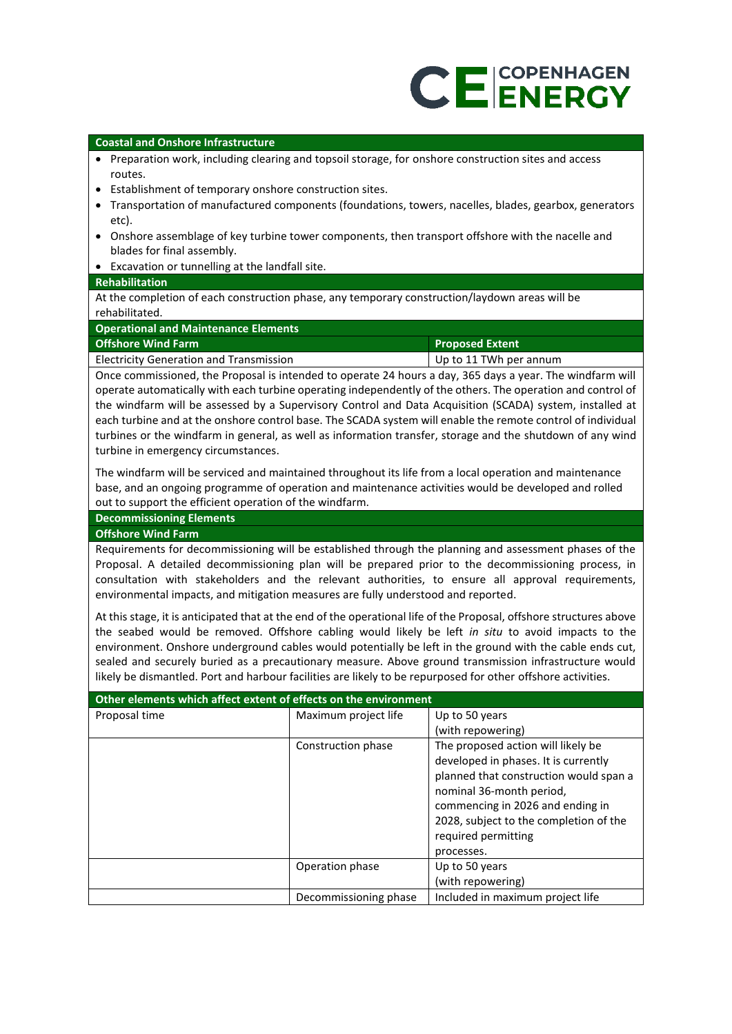**Coastal and Onshore Infrastructure**

- Preparation work, including clearing and topsoil storage, for onshore construction sites and access routes.
- Establishment of temporary onshore construction sites.
- Transportation of manufactured components (foundations, towers, nacelles, blades, gearbox, generators etc).
- Onshore assemblage of key turbine tower components, then transport offshore with the nacelle and blades for final assembly.
- Excavation or tunnelling at the landfall site.

**Rehabilitation**

At the completion of each construction phase, any temporary construction/laydown areas will be rehabilitated.

**Operational and Maintenance Elements**

| Offshore Wind Farm | Proposed Extent |
|---|---|
| Electricity Generation and Transmission | Up to 11 TWh per annum |

Once commissioned, the Proposal is intended to operate 24 hours a day, 365 days a year. The windfarm will operate automatically with each turbine operating independently of the others. The operation and control of the windfarm will be assessed by a Supervisory Control and Data Acquisition (SCADA) system, installed at each turbine and at the onshore control base. The SCADA system will enable the remote control of individual turbines or the windfarm in general, as well as information transfer, storage and the shutdown of any wind turbine in emergency circumstances.

The windfarm will be serviced and maintained throughout its life from a local operation and maintenance base, and an ongoing programme of operation and maintenance activities would be developed and rolled out to support the efficient operation of the windfarm.

**Decommissioning Elements**

**Offshore Wind Farm**

Requirements for decommissioning will be established through the planning and assessment phases of the Proposal. A detailed decommissioning plan will be prepared prior to the decommissioning process, in consultation with stakeholders and the relevant authorities, to ensure all approval requirements, environmental impacts, and mitigation measures are fully understood and reported.

At this stage, it is anticipated that at the end of the operational life of the Proposal, offshore structures above the seabed would be removed. Offshore cabling would likely be left *in situ* to avoid impacts to the environment. Onshore underground cables would potentially be left in the ground with the cable ends cut, sealed and securely buried as a precautionary measure. Above ground transmission infrastructure would likely be dismantled. Port and harbour facilities are likely to be repurposed for other offshore activities.

| Other elements which affect extent of effects on the environment | | |
|---|---|---|
| Proposal time | Maximum project life | Up to 50 years (with repowering) |
| | Construction phase | The proposed action will likely be developed in phases. It is currently planned that construction would span a nominal 36-month period, commencing in 2026 and ending in 2028, subject to the completion of the required permitting processes. |
| | Operation phase | Up to 50 years (with repowering) |
| | Decommissioning phase | Included in maximum project life |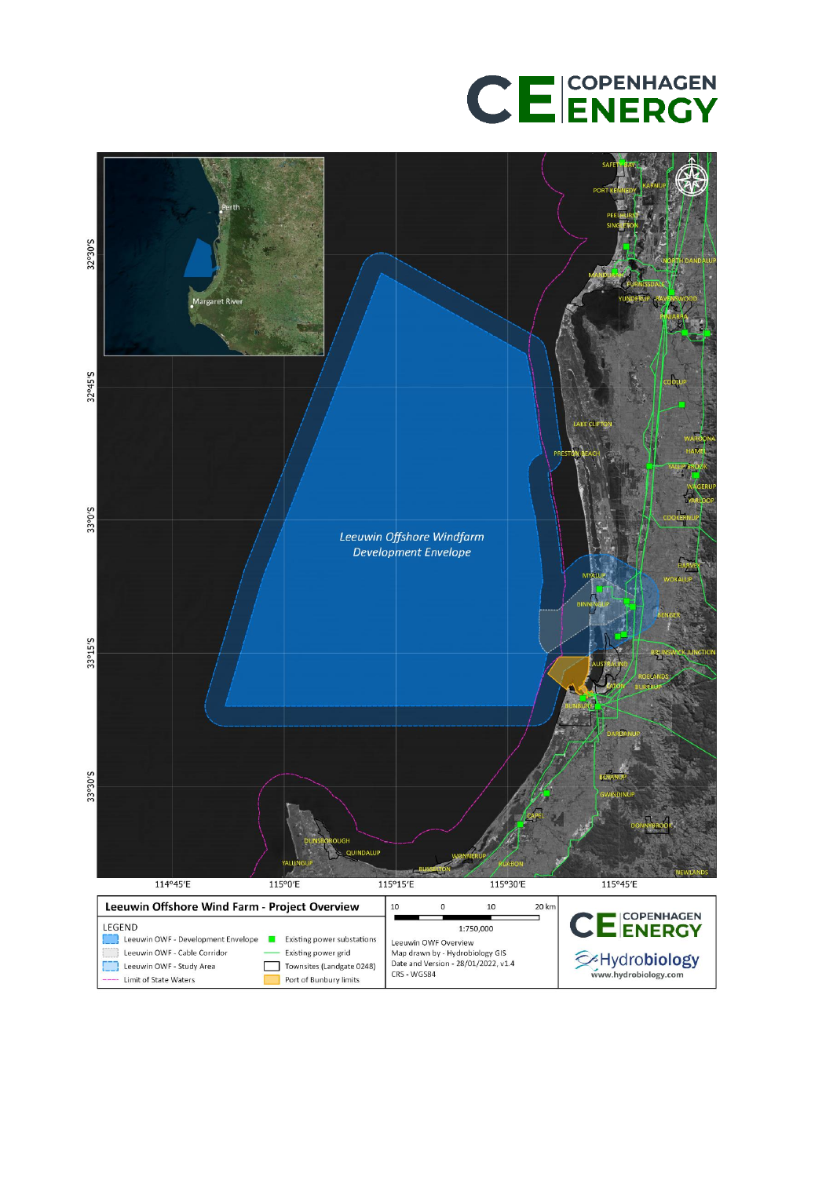COPENHAGEN ENERGY

Leeuwin Offshore Windfarm Development Envelope

Perth

Margaret River

SAFETY BAY
PORT KENNEDY
KARNUP
PEEL HURST
SINGLETON
NORTH DANDALUP
MANDURAH
FURNISSDALE
YUNDERUP
RAVENSWOOD
PINJARRA
COOLUP
LAKE CLIFTON
PRESTON BEACH
WAROONA
HAMEL
YALUP BROOK
WAGERUP
YARLOOP
COOKERNUP
HARVEY
WOKALUP
MYALUP
BINNINGUP
BENGER
BRUNSWICK JUNCTION
AUSTRALIND
ROELANDS
EATON
BUREKUP
BUNBURY
DARDANUP
BOYANUP
GWINDINUP
CAPEL
DONNYBROOK
DUNSBOROUGH
QUINDALUP
YALLINGUP
WONNERUP
BUSSELTON
RUABON
NEWLANDS

32°30'S
32°45'S
33°0'S
33°15'S
33°30'S

114°45'E
115°0'E
115°15'E
115°30'E
115°45'E

**Leeuwin Offshore Wind Farm - Project Overview**

LEGEND

- Leeuwin OWF - Development Envelope
- Leeuwin OWF - Cable Corridor
- Leeuwin OWF - Study Area
- Limit of State Waters
- Existing power substations
- Existing power grid
- Townsites (Landgate 0248)
- Port of Bunbury limits

10 0 10 20 km

1:750,000

Leeuwin OWF Overview
Map drawn by - Hydrobiology GIS
Date and Version - 28/01/2022, v1.4
CRS - WGS84

COPENHAGEN ENERGY

Hydrobiology
www.hydrobiology.com